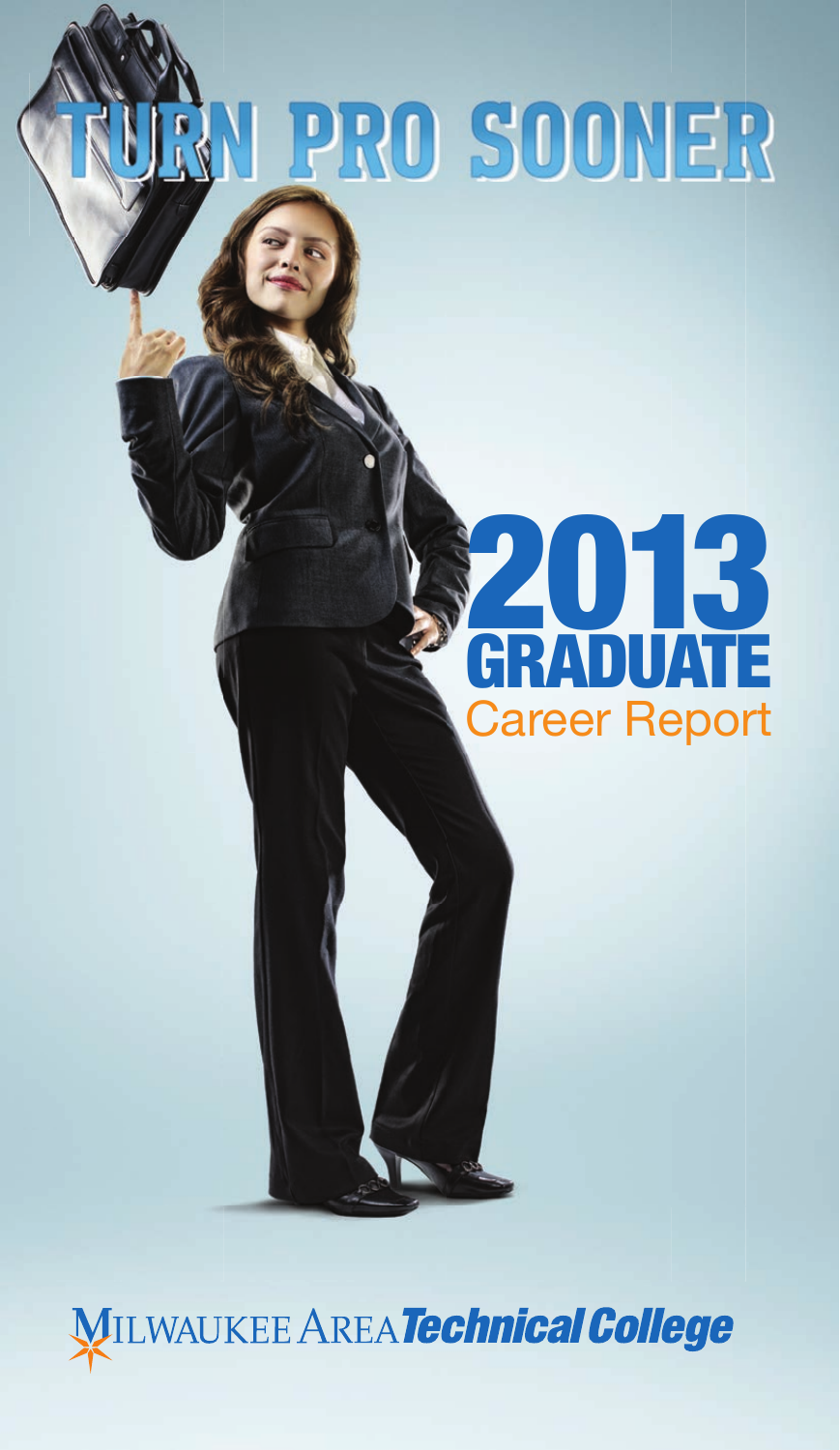# TURN PRO SOONER

# 2013 GRADUATE

## Career Report

Milwaukee Area *Technical College*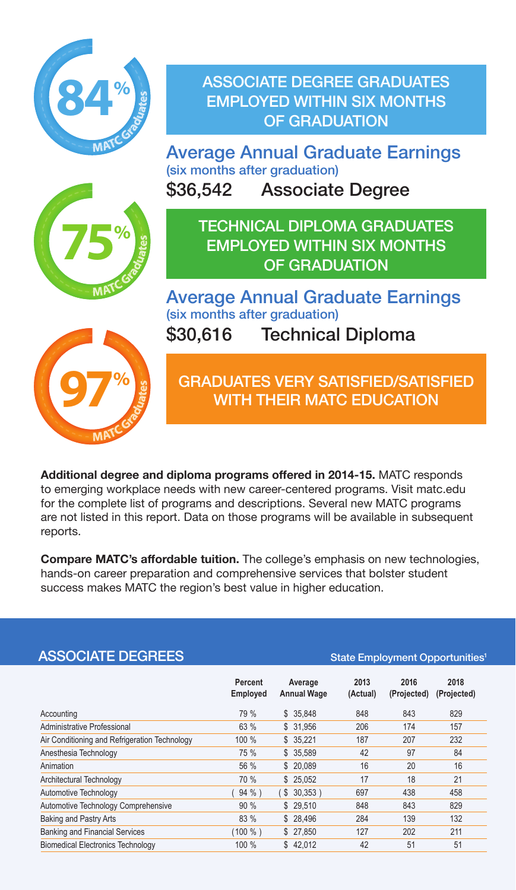84% MATC Graduates

## ASSOCIATE DEGREE GRADUATES EMPLOYED WITHIN SIX MONTHS OF GRADUATION

### Average Annual Graduate Earnings
(six months after graduation)

**$36,542 Associate Degree**

75% MATC Graduates

## TECHNICAL DIPLOMA GRADUATES EMPLOYED WITHIN SIX MONTHS OF GRADUATION

### Average Annual Graduate Earnings
(six months after graduation)

**$30,616 Technical Diploma**

97% MATC Graduates

## GRADUATES VERY SATISFIED/SATISFIED WITH THEIR MATC EDUCATION

**Additional degree and diploma programs offered in 2014-15.** MATC responds to emerging workplace needs with new career-centered programs. Visit matc.edu for the complete list of programs and descriptions. Several new MATC programs are not listed in this report. Data on those programs will be available in subsequent reports.

**Compare MATC's affordable tuition.** The college's emphasis on new technologies, hands-on career preparation and comprehensive services that bolster student success makes MATC the region's best value in higher education.

## ASSOCIATE DEGREES

State Employment Opportunities[1]

| | Percent Employed | Average Annual Wage | 2013 (Actual) | 2016 (Projected) | 2018 (Projected) |
|---|---|---|---|---|---|
| Accounting | 79 % | $ 35,848 | 848 | 843 | 829 |
| Administrative Professional | 63 % | $ 31,956 | 206 | 174 | 157 |
| Air Conditioning and Refrigeration Technology | 100 % | $ 35,221 | 187 | 207 | 232 |
| Anesthesia Technology | 75 % | $ 35,589 | 42 | 97 | 84 |
| Animation | 56 % | $ 20,089 | 16 | 20 | 16 |
| Architectural Technology | 70 % | $ 25,052 | 17 | 18 | 21 |
| Automotive Technology | ( 94 % ) | ( $ 30,353 ) | 697 | 438 | 458 |
| Automotive Technology Comprehensive | 90 % | $ 29,510 | 848 | 843 | 829 |
| Baking and Pastry Arts | 83 % | $ 28,496 | 284 | 139 | 132 |
| Banking and Financial Services | (100 % ) | $ 27,850 | 127 | 202 | 211 |
| Biomedical Electronics Technology | 100 % | $ 42,012 | 42 | 51 | 51 |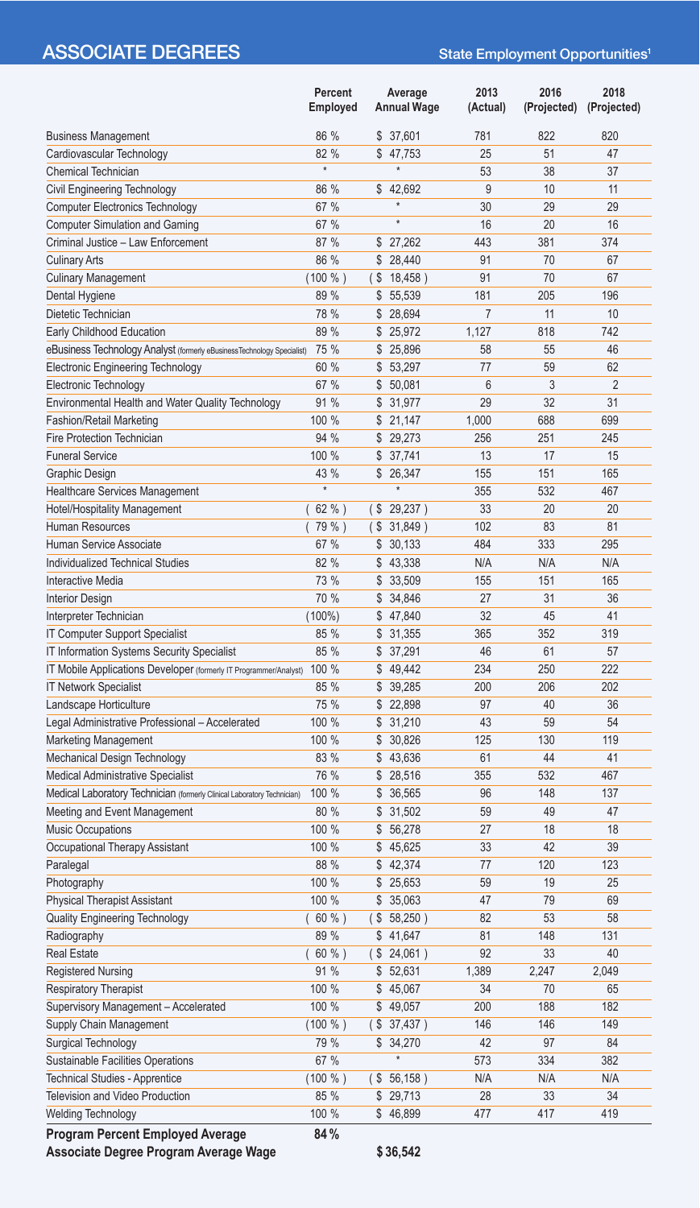# ASSOCIATE DEGREES

## State Employment Opportunities[1]

| | Percent Employed | Average Annual Wage | 2013 (Actual) | 2016 (Projected) | 2018 (Projected) |
|---|---|---|---|---|---|
| Business Management | 86 % | $ 37,601 | 781 | 822 | 820 |
| Cardiovascular Technology | 82 % | $ 47,753 | 25 | 51 | 47 |
| Chemical Technician | * | * | 53 | 38 | 37 |
| Civil Engineering Technology | 86 % | $ 42,692 | 9 | 10 | 11 |
| Computer Electronics Technology | 67 % | * | 30 | 29 | 29 |
| Computer Simulation and Gaming | 67 % | * | 16 | 20 | 16 |
| Criminal Justice – Law Enforcement | 87 % | $ 27,262 | 443 | 381 | 374 |
| Culinary Arts | 86 % | $ 28,440 | 91 | 70 | 67 |
| Culinary Management | (100 % ) | ( $ 18,458 ) | 91 | 70 | 67 |
| Dental Hygiene | 89 % | $ 55,539 | 181 | 205 | 196 |
| Dietetic Technician | 78 % | $ 28,694 | 7 | 11 | 10 |
| Early Childhood Education | 89 % | $ 25,972 | 1,127 | 818 | 742 |
| eBusiness Technology Analyst (formerly eBusiness Technology Specialist) | 75 % | $ 25,896 | 58 | 55 | 46 |
| Electronic Engineering Technology | 60 % | $ 53,297 | 77 | 59 | 62 |
| Electronic Technology | 67 % | $ 50,081 | 6 | 3 | 2 |
| Environmental Health and Water Quality Technology | 91 % | $ 31,977 | 29 | 32 | 31 |
| Fashion/Retail Marketing | 100 % | $ 21,147 | 1,000 | 688 | 699 |
| Fire Protection Technician | 94 % | $ 29,273 | 256 | 251 | 245 |
| Funeral Service | 100 % | $ 37,741 | 13 | 17 | 15 |
| Graphic Design | 43 % | $ 26,347 | 155 | 151 | 165 |
| Healthcare Services Management | * | * | 355 | 532 | 467 |
| Hotel/Hospitality Management | ( 62 % ) | ( $ 29,237 ) | 33 | 20 | 20 |
| Human Resources | ( 79 % ) | ( $ 31,849 ) | 102 | 83 | 81 |
| Human Service Associate | 67 % | $ 30,133 | 484 | 333 | 295 |
| Individualized Technical Studies | 82 % | $ 43,338 | N/A | N/A | N/A |
| Interactive Media | 73 % | $ 33,509 | 155 | 151 | 165 |
| Interior Design | 70 % | $ 34,846 | 27 | 31 | 36 |
| Interpreter Technician | (100%) | $ 47,840 | 32 | 45 | 41 |
| IT Computer Support Specialist | 85 % | $ 31,355 | 365 | 352 | 319 |
| IT Information Systems Security Specialist | 85 % | $ 37,291 | 46 | 61 | 57 |
| IT Mobile Applications Developer (formerly IT Programmer/Analyst) | 100 % | $ 49,442 | 234 | 250 | 222 |
| IT Network Specialist | 85 % | $ 39,285 | 200 | 206 | 202 |
| Landscape Horticulture | 75 % | $ 22,898 | 97 | 40 | 36 |
| Legal Administrative Professional – Accelerated | 100 % | $ 31,210 | 43 | 59 | 54 |
| Marketing Management | 100 % | $ 30,826 | 125 | 130 | 119 |
| Mechanical Design Technology | 83 % | $ 43,636 | 61 | 44 | 41 |
| Medical Administrative Specialist | 76 % | $ 28,516 | 355 | 532 | 467 |
| Medical Laboratory Technician (formerly Clinical Laboratory Technician) | 100 % | $ 36,565 | 96 | 148 | 137 |
| Meeting and Event Management | 80 % | $ 31,502 | 59 | 49 | 47 |
| Music Occupations | 100 % | $ 56,278 | 27 | 18 | 18 |
| Occupational Therapy Assistant | 100 % | $ 45,625 | 33 | 42 | 39 |
| Paralegal | 88 % | $ 42,374 | 77 | 120 | 123 |
| Photography | 100 % | $ 25,653 | 59 | 19 | 25 |
| Physical Therapist Assistant | 100 % | $ 35,063 | 47 | 79 | 69 |
| Quality Engineering Technology | ( 60 % ) | ( $ 58,250 ) | 82 | 53 | 58 |
| Radiography | 89 % | $ 41,647 | 81 | 148 | 131 |
| Real Estate | ( 60 % ) | ( $ 24,061 ) | 92 | 33 | 40 |
| Registered Nursing | 91 % | $ 52,631 | 1,389 | 2,247 | 2,049 |
| Respiratory Therapist | 100 % | $ 45,067 | 34 | 70 | 65 |
| Supervisory Management – Accelerated | 100 % | $ 49,057 | 200 | 188 | 182 |
| Supply Chain Management | (100 % ) | ( $ 37,437 ) | 146 | 146 | 149 |
| Surgical Technology | 79 % | $ 34,270 | 42 | 97 | 84 |
| Sustainable Facilities Operations | 67 % | * | 573 | 334 | 382 |
| Technical Studies - Apprentice | (100 % ) | ( $ 56,158 ) | N/A | N/A | N/A |
| Television and Video Production | 85 % | $ 29,713 | 28 | 33 | 34 |
| Welding Technology | 100 % | $ 46,899 | 477 | 417 | 419 |
| **Program Percent Employed Average** | **84 %** | | | | |
| **Associate Degree Program Average Wage** | | **$ 36,542** | | | |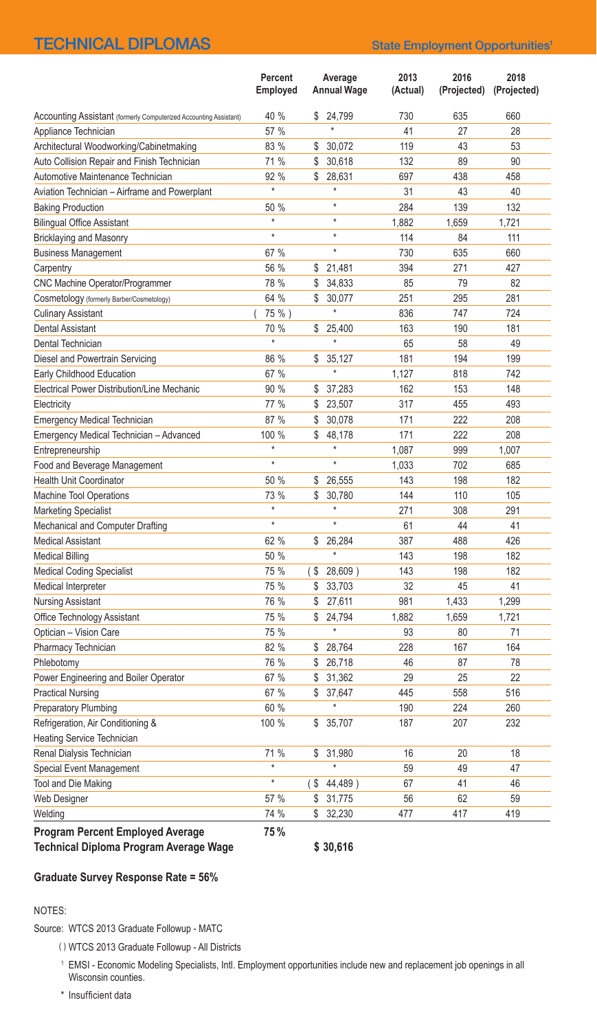## TECHNICAL DIPLOMAS

### State Employment Opportunities[1]

| | Percent Employed | Average Annual Wage | 2013 (Actual) | 2016 (Projected) | 2018 (Projected) |
|---|---|---|---|---|---|
| Accounting Assistant (formerly Computerized Accounting Assistant) | 40 % | $ 24,799 | 730 | 635 | 660 |
| Appliance Technician | 57 % | * | 41 | 27 | 28 |
| Architectural Woodworking/Cabinetmaking | 83 % | $ 30,072 | 119 | 43 | 53 |
| Auto Collision Repair and Finish Technician | 71 % | $ 30,618 | 132 | 89 | 90 |
| Automotive Maintenance Technician | 92 % | $ 28,631 | 697 | 438 | 458 |
| Aviation Technician – Airframe and Powerplant | * | * | 31 | 43 | 40 |
| Baking Production | 50 % | * | 284 | 139 | 132 |
| Bilingual Office Assistant | * | * | 1,882 | 1,659 | 1,721 |
| Bricklaying and Masonry | * | * | 114 | 84 | 111 |
| Business Management | 67 % | * | 730 | 635 | 660 |
| Carpentry | 56 % | $ 21,481 | 394 | 271 | 427 |
| CNC Machine Operator/Programmer | 78 % | $ 34,833 | 85 | 79 | 82 |
| Cosmetology (formerly Barber/Cosmetology) | 64 % | $ 30,077 | 251 | 295 | 281 |
| Culinary Assistant | ( 75 % ) | * | 836 | 747 | 724 |
| Dental Assistant | 70 % | $ 25,400 | 163 | 190 | 181 |
| Dental Technician | * | * | 65 | 58 | 49 |
| Diesel and Powertrain Servicing | 86 % | $ 35,127 | 181 | 194 | 199 |
| Early Childhood Education | 67 % | * | 1,127 | 818 | 742 |
| Electrical Power Distribution/Line Mechanic | 90 % | $ 37,283 | 162 | 153 | 148 |
| Electricity | 77 % | $ 23,507 | 317 | 455 | 493 |
| Emergency Medical Technician | 87 % | $ 30,078 | 171 | 222 | 208 |
| Emergency Medical Technician – Advanced | 100 % | $ 48,178 | 171 | 222 | 208 |
| Entrepreneurship | * | * | 1,087 | 999 | 1,007 |
| Food and Beverage Management | * | * | 1,033 | 702 | 685 |
| Health Unit Coordinator | 50 % | $ 26,555 | 143 | 198 | 182 |
| Machine Tool Operations | 73 % | $ 30,780 | 144 | 110 | 105 |
| Marketing Specialist | * | * | 271 | 308 | 291 |
| Mechanical and Computer Drafting | * | * | 61 | 44 | 41 |
| Medical Assistant | 62 % | $ 26,284 | 387 | 488 | 426 |
| Medical Billing | 50 % | * | 143 | 198 | 182 |
| Medical Coding Specialist | 75 % | ( $ 28,609 ) | 143 | 198 | 182 |
| Medical Interpreter | 75 % | $ 33,703 | 32 | 45 | 41 |
| Nursing Assistant | 76 % | $ 27,611 | 981 | 1,433 | 1,299 |
| Office Technology Assistant | 75 % | $ 24,794 | 1,882 | 1,659 | 1,721 |
| Optician – Vision Care | 75 % | * | 93 | 80 | 71 |
| Pharmacy Technician | 82 % | $ 28,764 | 228 | 167 | 164 |
| Phlebotomy | 76 % | $ 26,718 | 46 | 87 | 78 |
| Power Engineering and Boiler Operator | 67 % | $ 31,362 | 29 | 25 | 22 |
| Practical Nursing | 67 % | $ 37,647 | 445 | 558 | 516 |
| Preparatory Plumbing | 60 % | * | 190 | 224 | 260 |
| Refrigeration, Air Conditioning & Heating Service Technician | 100 % | $ 35,707 | 187 | 207 | 232 |
| Renal Dialysis Technician | 71 % | $ 31,980 | 16 | 20 | 18 |
| Special Event Management | * | * | 59 | 49 | 47 |
| Tool and Die Making | * | ( $ 44,489 ) | 67 | 41 | 46 |
| Web Designer | 57 % | $ 31,775 | 56 | 62 | 59 |
| Welding | 74 % | $ 32,230 | 477 | 417 | 419 |
| **Program Percent Employed Average** | **75 %** | | | | |
| **Technical Diploma Program Average Wage** | | **$ 30,616** | | | |

**Graduate Survey Response Rate = 56%**

NOTES:

Source: WTCS 2013 Graduate Followup - MATC

( ) WTCS 2013 Graduate Followup - All Districts

[1] EMSI - Economic Modeling Specialists, Intl. Employment opportunities include new and replacement job openings in all Wisconsin counties.

* Insufficient data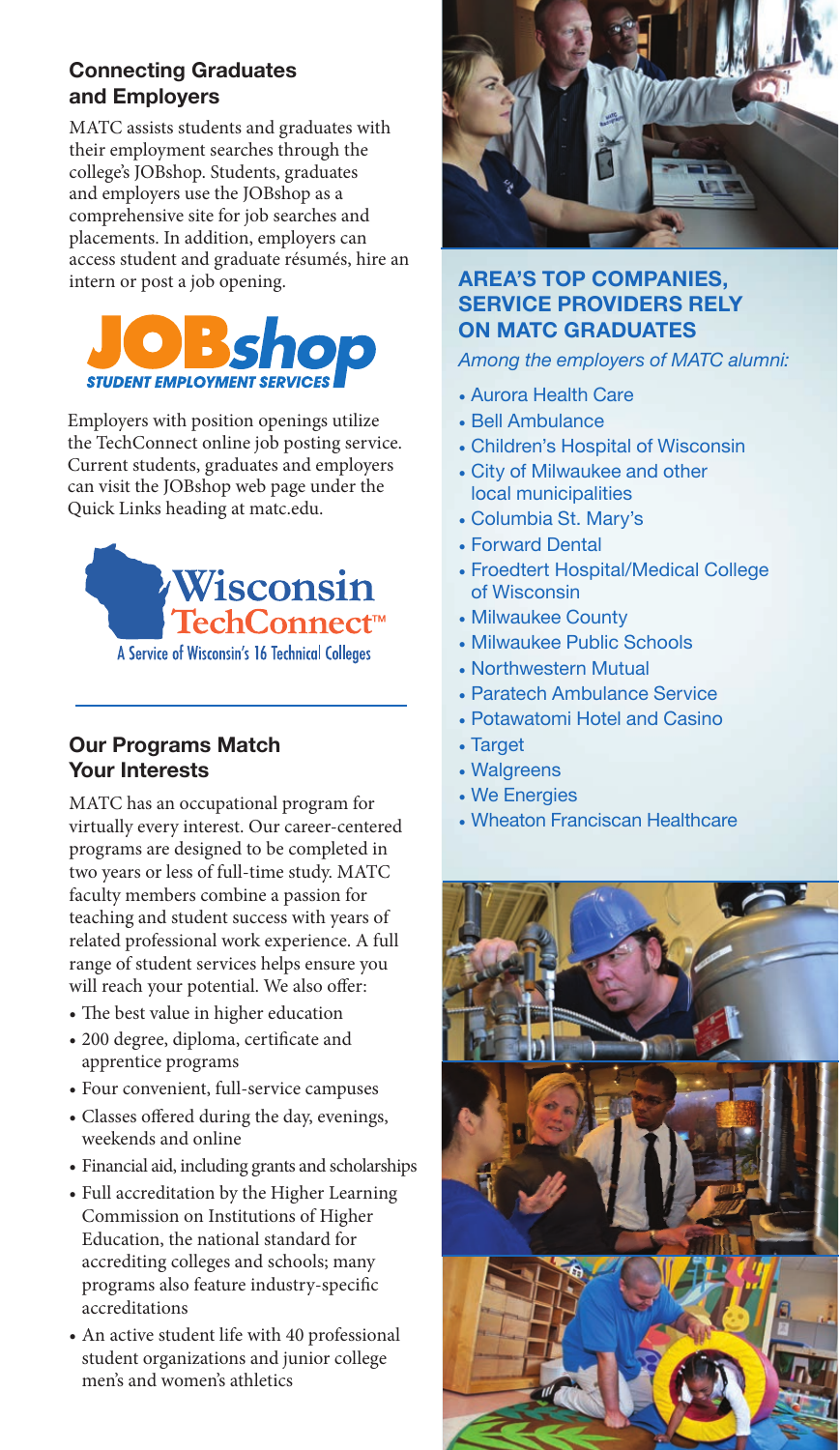## Connecting Graduates and Employers

MATC assists students and graduates with their employment searches through the college's JOBshop. Students, graduates and employers use the JOBshop as a comprehensive site for job searches and placements. In addition, employers can access student and graduate résumés, hire an intern or post a job opening.

**JOBshop** STUDENT EMPLOYMENT SERVICES

Employers with position openings utilize the TechConnect online job posting service. Current students, graduates and employers can visit the JOBshop web page under the Quick Links heading at matc.edu.

**Wisconsin TechConnect™**
A Service of Wisconsin's 16 Technical Colleges

## Our Programs Match Your Interests

MATC has an occupational program for virtually every interest. Our career-centered programs are designed to be completed in two years or less of full-time study. MATC faculty members combine a passion for teaching and student success with years of related professional work experience. A full range of student services helps ensure you will reach your potential. We also offer:

- The best value in higher education
- 200 degree, diploma, certificate and apprentice programs
- Four convenient, full-service campuses
- Classes offered during the day, evenings, weekends and online
- Financial aid, including grants and scholarships
- Full accreditation by the Higher Learning Commission on Institutions of Higher Education, the national standard for accrediting colleges and schools; many programs also feature industry-specific accreditations
- An active student life with 40 professional student organizations and junior college men's and women's athletics

## AREA'S TOP COMPANIES, SERVICE PROVIDERS RELY ON MATC GRADUATES

*Among the employers of MATC alumni:*

- Aurora Health Care
- Bell Ambulance
- Children's Hospital of Wisconsin
- City of Milwaukee and other local municipalities
- Columbia St. Mary's
- Forward Dental
- Froedtert Hospital/Medical College of Wisconsin
- Milwaukee County
- Milwaukee Public Schools
- Northwestern Mutual
- Paratech Ambulance Service
- Potawatomi Hotel and Casino
- Target
- Walgreens
- We Energies
- Wheaton Franciscan Healthcare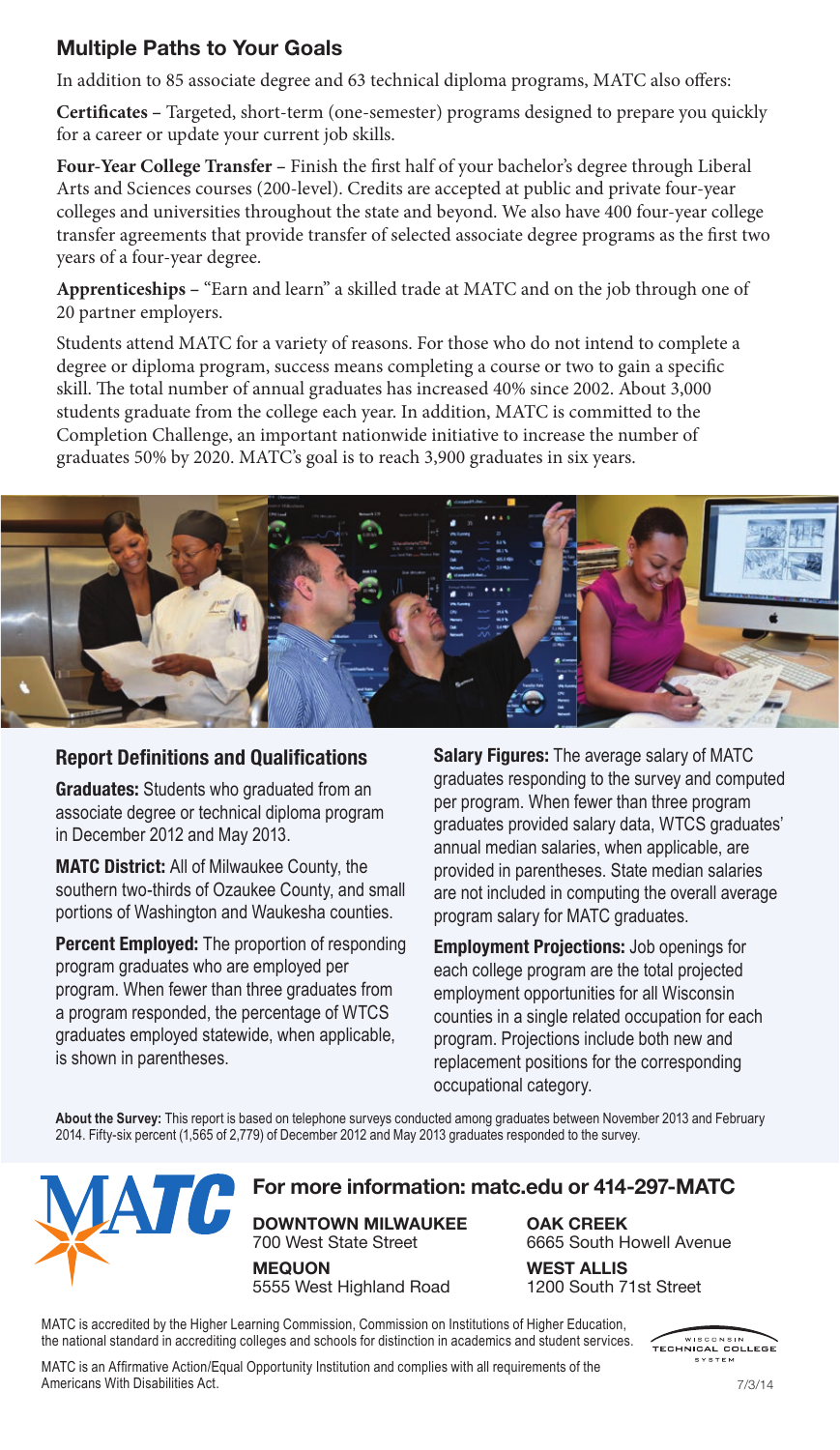## Multiple Paths to Your Goals

In addition to 85 associate degree and 63 technical diploma programs, MATC also offers:

**Certificates –** Targeted, short-term (one-semester) programs designed to prepare you quickly for a career or update your current job skills.

**Four-Year College Transfer –** Finish the first half of your bachelor's degree through Liberal Arts and Sciences courses (200-level). Credits are accepted at public and private four-year colleges and universities throughout the state and beyond. We also have 400 four-year college transfer agreements that provide transfer of selected associate degree programs as the first two years of a four-year degree.

**Apprenticeships –** "Earn and learn" a skilled trade at MATC and on the job through one of 20 partner employers.

Students attend MATC for a variety of reasons. For those who do not intend to complete a degree or diploma program, success means completing a course or two to gain a specific skill. The total number of annual graduates has increased 40% since 2002. About 3,000 students graduate from the college each year. In addition, MATC is committed to the Completion Challenge, an important nationwide initiative to increase the number of graduates 50% by 2020. MATC's goal is to reach 3,900 graduates in six years.

### Report Definitions and Qualifications

**Graduates:** Students who graduated from an associate degree or technical diploma program in December 2012 and May 2013.

**MATC District:** All of Milwaukee County, the southern two-thirds of Ozaukee County, and small portions of Washington and Waukesha counties.

**Percent Employed:** The proportion of responding program graduates who are employed per program. When fewer than three graduates from a program responded, the percentage of WTCS graduates employed statewide, when applicable, is shown in parentheses.

**Salary Figures:** The average salary of MATC graduates responding to the survey and computed per program. When fewer than three program graduates provided salary data, WTCS graduates' annual median salaries, when applicable, are provided in parentheses. State median salaries are not included in computing the overall average program salary for MATC graduates.

**Employment Projections:** Job openings for each college program are the total projected employment opportunities for all Wisconsin counties in a single related occupation for each program. Projections include both new and replacement positions for the corresponding occupational category.

**About the Survey:** This report is based on telephone surveys conducted among graduates between November 2013 and February 2014. Fifty-six percent (1,565 of 2,779) of December 2012 and May 2013 graduates responded to the survey.

MATC

### For more information: matc.edu or 414-297-MATC

**DOWNTOWN MILWAUKEE**
700 West State Street

**MEQUON**
5555 West Highland Road

**OAK CREEK**
6665 South Howell Avenue

**WEST ALLIS**
1200 South 71st Street

MATC is accredited by the Higher Learning Commission, Commission on Institutions of Higher Education, the national standard in accrediting colleges and schools for distinction in academics and student services.

MATC is an Affirmative Action/Equal Opportunity Institution and complies with all requirements of the Americans With Disabilities Act.

Wisconsin Technical College System

7/3/14